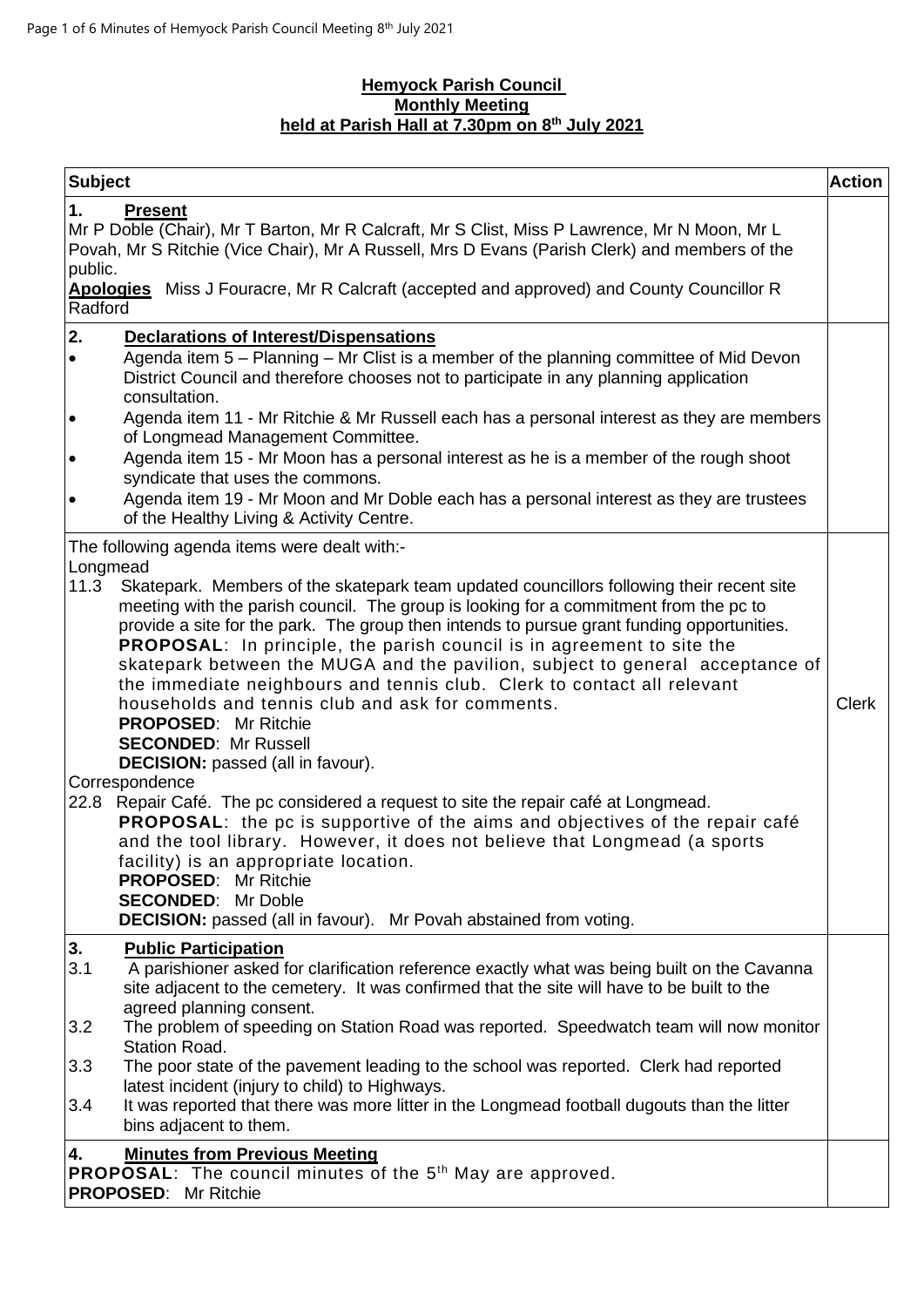**Hemyock Parish Council**
**Monthly Meeting**
**held at Parish Hall at 7.30pm on 8th July 2021**

| Subject | Action |
|---|---|
| **1. Present**<br>Mr P Doble (Chair), Mr T Barton, Mr R Calcraft, Mr S Clist, Miss P Lawrence, Mr N Moon, Mr L Povah, Mr S Ritchie (Vice Chair), Mr A Russell, Mrs D Evans (Parish Clerk) and members of the public.<br>**Apologies** Miss J Fouracre, Mr R Calcraft (accepted and approved) and County Councillor R Radford | |
| **2. Declarations of Interest/Dispensations**<br>• Agenda item 5 – Planning – Mr Clist is a member of the planning committee of Mid Devon District Council and therefore chooses not to participate in any planning application consultation.<br>• Agenda item 11 - Mr Ritchie & Mr Russell each has a personal interest as they are members of Longmead Management Committee.<br>• Agenda item 15 - Mr Moon has a personal interest as he is a member of the rough shoot syndicate that uses the commons.<br>• Agenda item 19 - Mr Moon and Mr Doble each has a personal interest as they are trustees of the Healthy Living & Activity Centre. | |
| The following agenda items were dealt with:-<br>Longmead<br>11.3 Skatepark. Members of the skatepark team updated councillors following their recent site meeting with the parish council. The group is looking for a commitment from the pc to provide a site for the park. The group then intends to pursue grant funding opportunities.<br>**PROPOSAL**: In principle, the parish council is in agreement to site the skatepark between the MUGA and the pavilion, subject to general acceptance of the immediate neighbours and tennis club. Clerk to contact all relevant households and tennis club and ask for comments.<br>**PROPOSED**: Mr Ritchie<br>**SECONDED**: Mr Russell<br>**DECISION:** passed (all in favour).<br>Correspondence<br>22.8 Repair Café. The pc considered a request to site the repair café at Longmead.<br>**PROPOSAL**: the pc is supportive of the aims and objectives of the repair café and the tool library. However, it does not believe that Longmead (a sports facility) is an appropriate location.<br>**PROPOSED**: Mr Ritchie<br>**SECONDED**: Mr Doble<br>**DECISION:** passed (all in favour). Mr Povah abstained from voting. | Clerk |
| **3. Public Participation**<br>3.1 A parishioner asked for clarification reference exactly what was being built on the Cavanna site adjacent to the cemetery. It was confirmed that the site will have to be built to the agreed planning consent.<br>3.2 The problem of speeding on Station Road was reported. Speedwatch team will now monitor Station Road.<br>3.3 The poor state of the pavement leading to the school was reported. Clerk had reported latest incident (injury to child) to Highways.<br>3.4 It was reported that there was more litter in the Longmead football dugouts than the litter bins adjacent to them. | |
| **4. Minutes from Previous Meeting**<br>**PROPOSAL**: The council minutes of the 5th May are approved.<br>**PROPOSED**: Mr Ritchie | |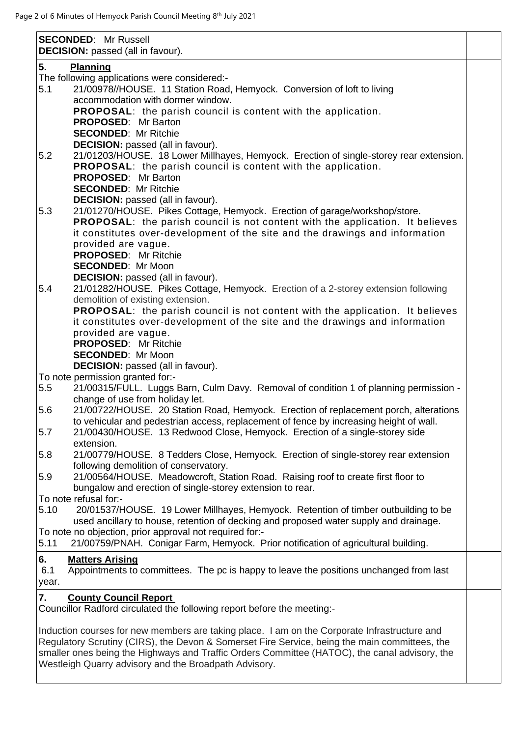**SECONDED**: Mr Russell
**DECISION:** passed (all in favour).

## 5. Planning

The following applications were considered:-

5.1 21/00978//HOUSE. 11 Station Road, Hemyock. Conversion of loft to living accommodation with dormer window.
**PROPOSAL**: the parish council is content with the application.
**PROPOSED**: Mr Barton
**SECONDED**: Mr Ritchie
**DECISION:** passed (all in favour).

5.2 21/01203/HOUSE. 18 Lower Millhayes, Hemyock. Erection of single-storey rear extension.
**PROPOSAL**: the parish council is content with the application.
**PROPOSED**: Mr Barton
**SECONDED**: Mr Ritchie
**DECISION:** passed (all in favour).

5.3 21/01270/HOUSE. Pikes Cottage, Hemyock. Erection of garage/workshop/store.
**PROPOSAL**: the parish council is not content with the application. It believes it constitutes over-development of the site and the drawings and information provided are vague.
**PROPOSED**: Mr Ritchie
**SECONDED**: Mr Moon
**DECISION:** passed (all in favour).

5.4 21/01282/HOUSE. Pikes Cottage, Hemyock. Erection of a 2-storey extension following demolition of existing extension.
**PROPOSAL**: the parish council is not content with the application. It believes it constitutes over-development of the site and the drawings and information provided are vague.
**PROPOSED**: Mr Ritchie
**SECONDED**: Mr Moon
**DECISION:** passed (all in favour).

To note permission granted for:-

5.5 21/00315/FULL. Luggs Barn, Culm Davy. Removal of condition 1 of planning permission - change of use from holiday let.

5.6 21/00722/HOUSE. 20 Station Road, Hemyock. Erection of replacement porch, alterations to vehicular and pedestrian access, replacement of fence by increasing height of wall.

5.7 21/00430/HOUSE. 13 Redwood Close, Hemyock. Erection of a single-storey side extension.

5.8 21/00779/HOUSE. 8 Tedders Close, Hemyock. Erection of single-storey rear extension following demolition of conservatory.

5.9 21/00564/HOUSE. Meadowcroft, Station Road. Raising roof to create first floor to bungalow and erection of single-storey extension to rear.

To note refusal for:-

5.10 20/01537/HOUSE. 19 Lower Millhayes, Hemyock. Retention of timber outbuilding to be used ancillary to house, retention of decking and proposed water supply and drainage.

To note no objection, prior approval not required for:-

5.11 21/00759/PNAH. Conigar Farm, Hemyock. Prior notification of agricultural building.

## 6. Matters Arising

6.1 Appointments to committees. The pc is happy to leave the positions unchanged from last year.

## 7. County Council Report

Councillor Radford circulated the following report before the meeting:-

Induction courses for new members are taking place. I am on the Corporate Infrastructure and Regulatory Scrutiny (CIRS), the Devon & Somerset Fire Service, being the main committees, the smaller ones being the Highways and Traffic Orders Committee (HATOC), the canal advisory, the Westleigh Quarry advisory and the Broadpath Advisory.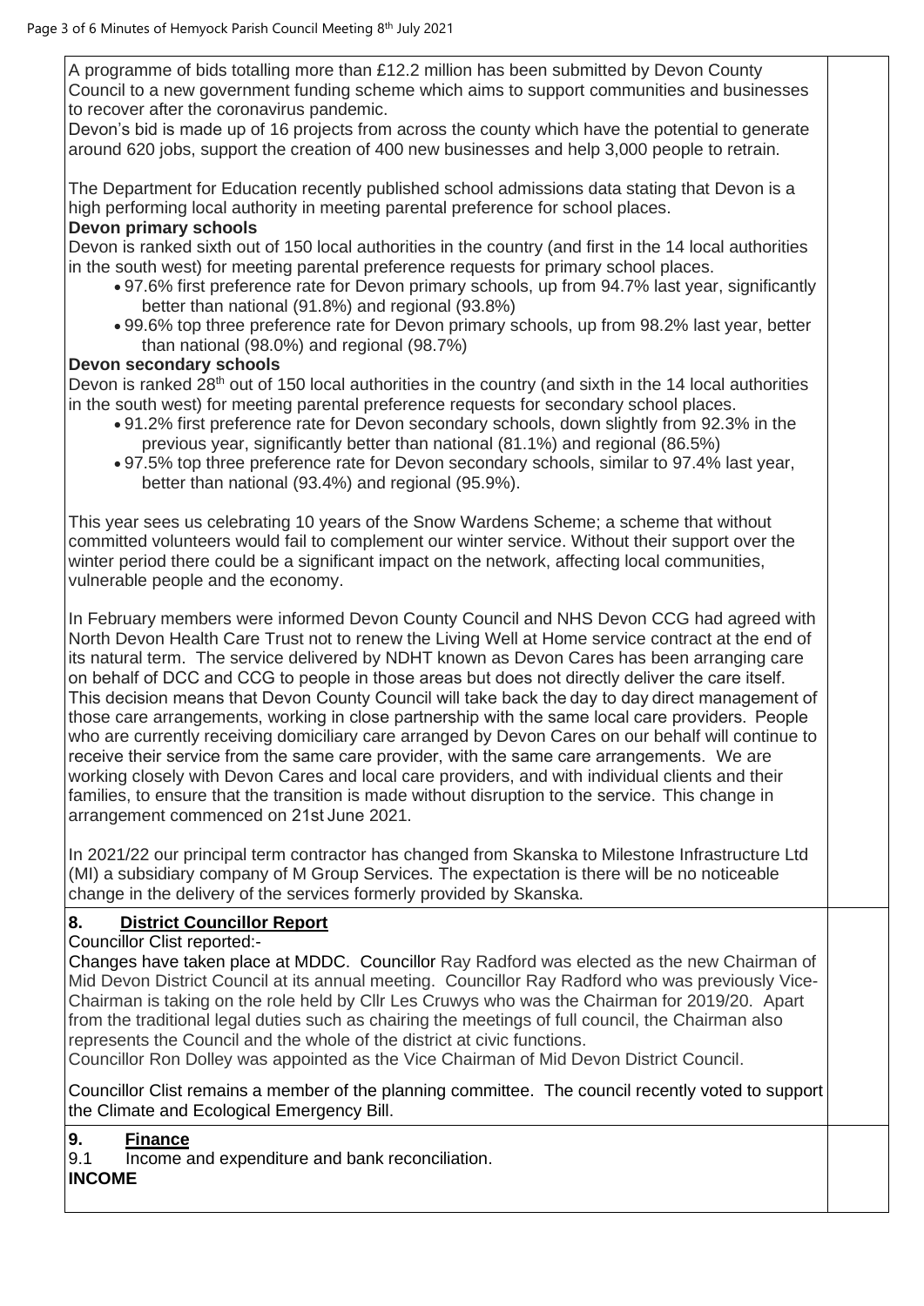A programme of bids totalling more than £12.2 million has been submitted by Devon County Council to a new government funding scheme which aims to support communities and businesses to recover after the coronavirus pandemic.

Devon's bid is made up of 16 projects from across the county which have the potential to generate around 620 jobs, support the creation of 400 new businesses and help 3,000 people to retrain.

The Department for Education recently published school admissions data stating that Devon is a high performing local authority in meeting parental preference for school places.

**Devon primary schools**

Devon is ranked sixth out of 150 local authorities in the country (and first in the 14 local authorities in the south west) for meeting parental preference requests for primary school places.

- 97.6% first preference rate for Devon primary schools, up from 94.7% last year, significantly better than national (91.8%) and regional (93.8%)
- 99.6% top three preference rate for Devon primary schools, up from 98.2% last year, better than national (98.0%) and regional (98.7%)

**Devon secondary schools**

Devon is ranked 28th out of 150 local authorities in the country (and sixth in the 14 local authorities in the south west) for meeting parental preference requests for secondary school places.

- 91.2% first preference rate for Devon secondary schools, down slightly from 92.3% in the previous year, significantly better than national (81.1%) and regional (86.5%)
- 97.5% top three preference rate for Devon secondary schools, similar to 97.4% last year, better than national (93.4%) and regional (95.9%).

This year sees us celebrating 10 years of the Snow Wardens Scheme; a scheme that without committed volunteers would fail to complement our winter service. Without their support over the winter period there could be a significant impact on the network, affecting local communities, vulnerable people and the economy.

In February members were informed Devon County Council and NHS Devon CCG had agreed with North Devon Health Care Trust not to renew the Living Well at Home service contract at the end of its natural term. The service delivered by NDHT known as Devon Cares has been arranging care on behalf of DCC and CCG to people in those areas but does not directly deliver the care itself. This decision means that Devon County Council will take back the day to day direct management of those care arrangements, working in close partnership with the same local care providers. People who are currently receiving domiciliary care arranged by Devon Cares on our behalf will continue to receive their service from the same care provider, with the same care arrangements. We are working closely with Devon Cares and local care providers, and with individual clients and their families, to ensure that the transition is made without disruption to the service. This change in arrangement commenced on 21st June 2021.

In 2021/22 our principal term contractor has changed from Skanska to Milestone Infrastructure Ltd (MI) a subsidiary company of M Group Services. The expectation is there will be no noticeable change in the delivery of the services formerly provided by Skanska.

## 8. District Councillor Report

Councillor Clist reported:-

Changes have taken place at MDDC. Councillor Ray Radford was elected as the new Chairman of Mid Devon District Council at its annual meeting. Councillor Ray Radford who was previously Vice-Chairman is taking on the role held by Cllr Les Cruwys who was the Chairman for 2019/20. Apart from the traditional legal duties such as chairing the meetings of full council, the Chairman also represents the Council and the whole of the district at civic functions.

Councillor Ron Dolley was appointed as the Vice Chairman of Mid Devon District Council.

Councillor Clist remains a member of the planning committee. The council recently voted to support the Climate and Ecological Emergency Bill.

## 9. Finance

9.1 Income and expenditure and bank reconciliation.

**INCOME**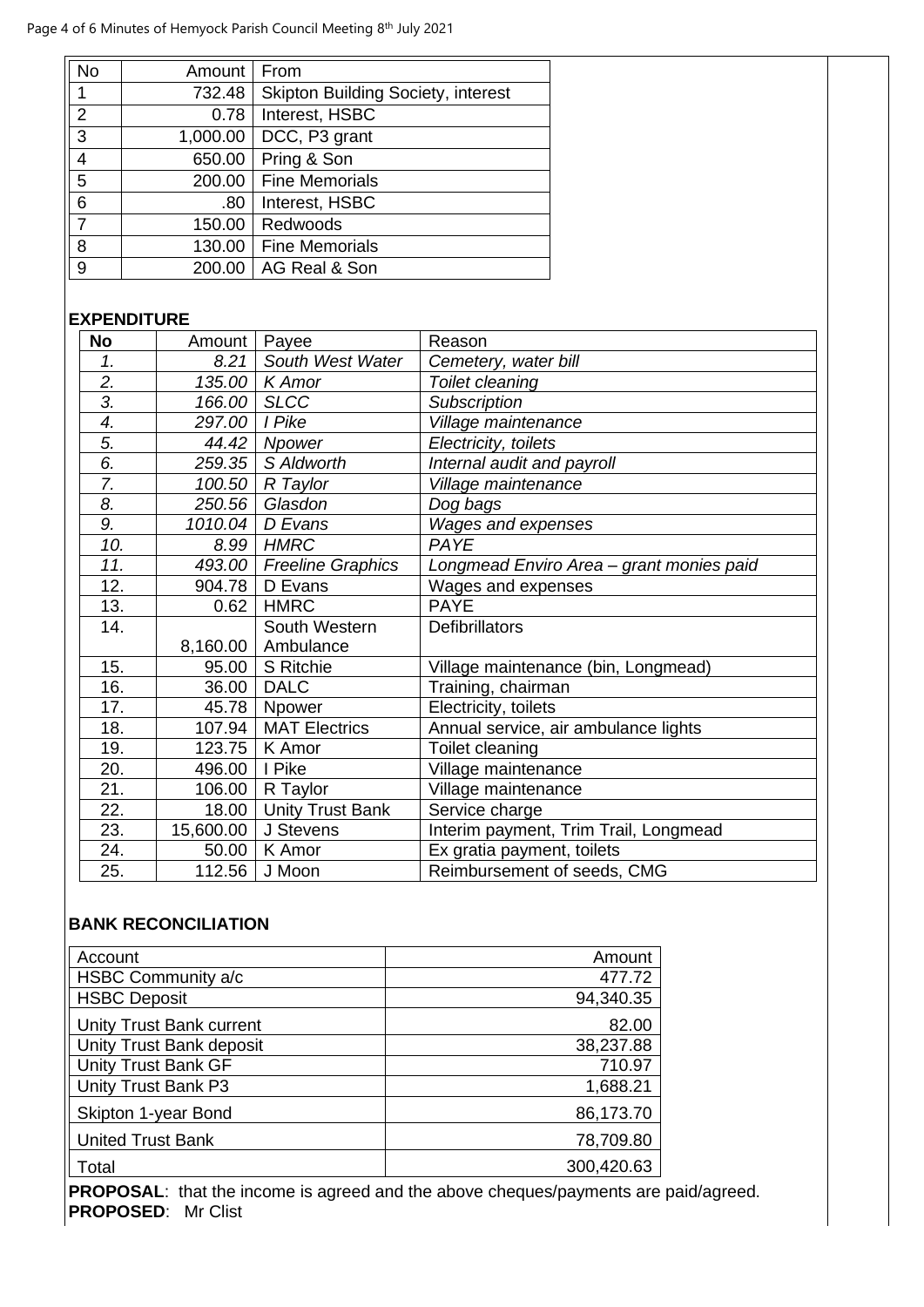| No | Amount | From |
|---|---|---|
| 1 | 732.48 | Skipton Building Society, interest |
| 2 | 0.78 | Interest, HSBC |
| 3 | 1,000.00 | DCC, P3 grant |
| 4 | 650.00 | Pring & Son |
| 5 | 200.00 | Fine Memorials |
| 6 | .80 | Interest, HSBC |
| 7 | 150.00 | Redwoods |
| 8 | 130.00 | Fine Memorials |
| 9 | 200.00 | AG Real & Son |

**EXPENDITURE**

| **No** | Amount | Payee | Reason |
|---|---|---|---|
| *1.* | *8.21* | *South West Water* | *Cemetery, water bill* |
| *2.* | *135.00* | *K Amor* | *Toilet cleaning* |
| *3.* | *166.00* | *SLCC* | *Subscription* |
| *4.* | *297.00* | *I Pike* | *Village maintenance* |
| *5.* | *44.42* | *Npower* | *Electricity, toilets* |
| *6.* | *259.35* | *S Aldworth* | *Internal audit and payroll* |
| *7.* | *100.50* | *R Taylor* | *Village maintenance* |
| *8.* | *250.56* | *Glasdon* | *Dog bags* |
| *9.* | *1010.04* | *D Evans* | *Wages and expenses* |
| *10.* | *8.99* | *HMRC* | *PAYE* |
| *11.* | *493.00* | *Freeline Graphics* | *Longmead Enviro Area – grant monies paid* |
| 12. | 904.78 | D Evans | Wages and expenses |
| 13. | 0.62 | HMRC | PAYE |
| 14. | 8,160.00 | South Western Ambulance | Defibrillators |
| 15. | 95.00 | S Ritchie | Village maintenance (bin, Longmead) |
| 16. | 36.00 | DALC | Training, chairman |
| 17. | 45.78 | Npower | Electricity, toilets |
| 18. | 107.94 | MAT Electrics | Annual service, air ambulance lights |
| 19. | 123.75 | K Amor | Toilet cleaning |
| 20. | 496.00 | I Pike | Village maintenance |
| 21. | 106.00 | R Taylor | Village maintenance |
| 22. | 18.00 | Unity Trust Bank | Service charge |
| 23. | 15,600.00 | J Stevens | Interim payment, Trim Trail, Longmead |
| 24. | 50.00 | K Amor | Ex gratia payment, toilets |
| 25. | 112.56 | J Moon | Reimbursement of seeds, CMG |

**BANK RECONCILIATION**

| Account | Amount |
|---|---|
| HSBC Community a/c | 477.72 |
| HSBC Deposit | 94,340.35 |
| Unity Trust Bank current | 82.00 |
| Unity Trust Bank deposit | 38,237.88 |
| Unity Trust Bank GF | 710.97 |
| Unity Trust Bank P3 | 1,688.21 |
| Skipton 1-year Bond | 86,173.70 |
| United Trust Bank | 78,709.80 |
| Total | 300,420.63 |

**PROPOSAL**: that the income is agreed and the above cheques/payments are paid/agreed.
**PROPOSED**: Mr Clist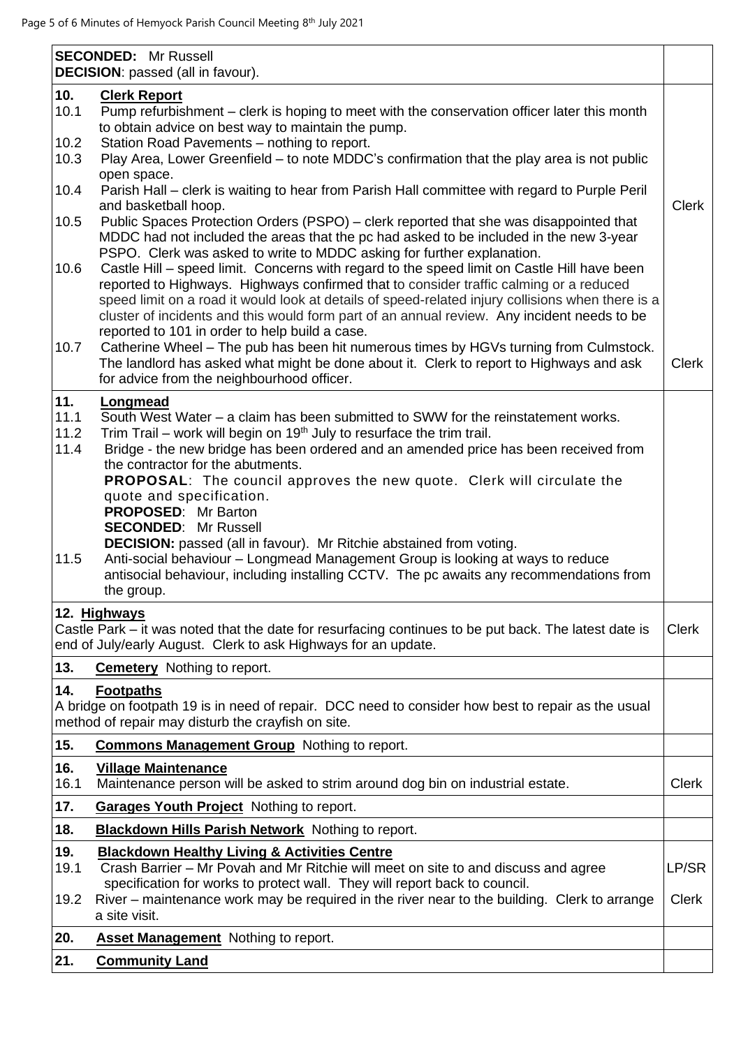| | |
|---|---|
| **SECONDED:** Mr Russell<br>**DECISION**: passed (all in favour). | |
| **10. Clerk Report**<br>10.1 Pump refurbishment – clerk is hoping to meet with the conservation officer later this month to obtain advice on best way to maintain the pump.<br>10.2 Station Road Pavements – nothing to report.<br>10.3 Play Area, Lower Greenfield – to note MDDC's confirmation that the play area is not public open space.<br>10.4 Parish Hall – clerk is waiting to hear from Parish Hall committee with regard to Purple Peril and basketball hoop.<br>10.5 Public Spaces Protection Orders (PSPO) – clerk reported that she was disappointed that MDDC had not included the areas that the pc had asked to be included in the new 3-year PSPO. Clerk was asked to write to MDDC asking for further explanation.<br>10.6 Castle Hill – speed limit. Concerns with regard to the speed limit on Castle Hill have been reported to Highways. Highways confirmed that to consider traffic calming or a reduced speed limit on a road it would look at details of speed-related injury collisions when there is a cluster of incidents and this would form part of an annual review. Any incident needs to be reported to 101 in order to help build a case.<br>10.7 Catherine Wheel – The pub has been hit numerous times by HGVs turning from Culmstock. The landlord has asked what might be done about it. Clerk to report to Highways and ask for advice from the neighbourhood officer. | Clerk<br><br>Clerk |
| **11. Longmead**<br>11.1 South West Water – a claim has been submitted to SWW for the reinstatement works.<br>11.2 Trim Trail – work will begin on 19th July to resurface the trim trail.<br>11.4 Bridge - the new bridge has been ordered and an amended price has been received from the contractor for the abutments.<br>**PROPOSAL**: The council approves the new quote. Clerk will circulate the quote and specification.<br>**PROPOSED**: Mr Barton<br>**SECONDED**: Mr Russell<br>**DECISION:** passed (all in favour). Mr Ritchie abstained from voting.<br>11.5 Anti-social behaviour – Longmead Management Group is looking at ways to reduce antisocial behaviour, including installing CCTV. The pc awaits any recommendations from the group. | |
| **12. Highways**<br>Castle Park – it was noted that the date for resurfacing continues to be put back. The latest date is end of July/early August. Clerk to ask Highways for an update. | Clerk |
| **13. Cemetery** Nothing to report. | |
| **14. Footpaths**<br>A bridge on footpath 19 is in need of repair. DCC need to consider how best to repair as the usual method of repair may disturb the crayfish on site. | |
| **15. Commons Management Group** Nothing to report. | |
| **16. Village Maintenance**<br>16.1 Maintenance person will be asked to strim around dog bin on industrial estate. | Clerk |
| **17. Garages Youth Project** Nothing to report. | |
| **18. Blackdown Hills Parish Network** Nothing to report. | |
| **19. Blackdown Healthy Living & Activities Centre**<br>19.1 Crash Barrier – Mr Povah and Mr Ritchie will meet on site to and discuss and agree specification for works to protect wall. They will report back to council.<br>19.2 River – maintenance work may be required in the river near to the building. Clerk to arrange a site visit. | LP/SR<br><br>Clerk |
| **20. Asset Management** Nothing to report. | |
| **21. Community Land** | |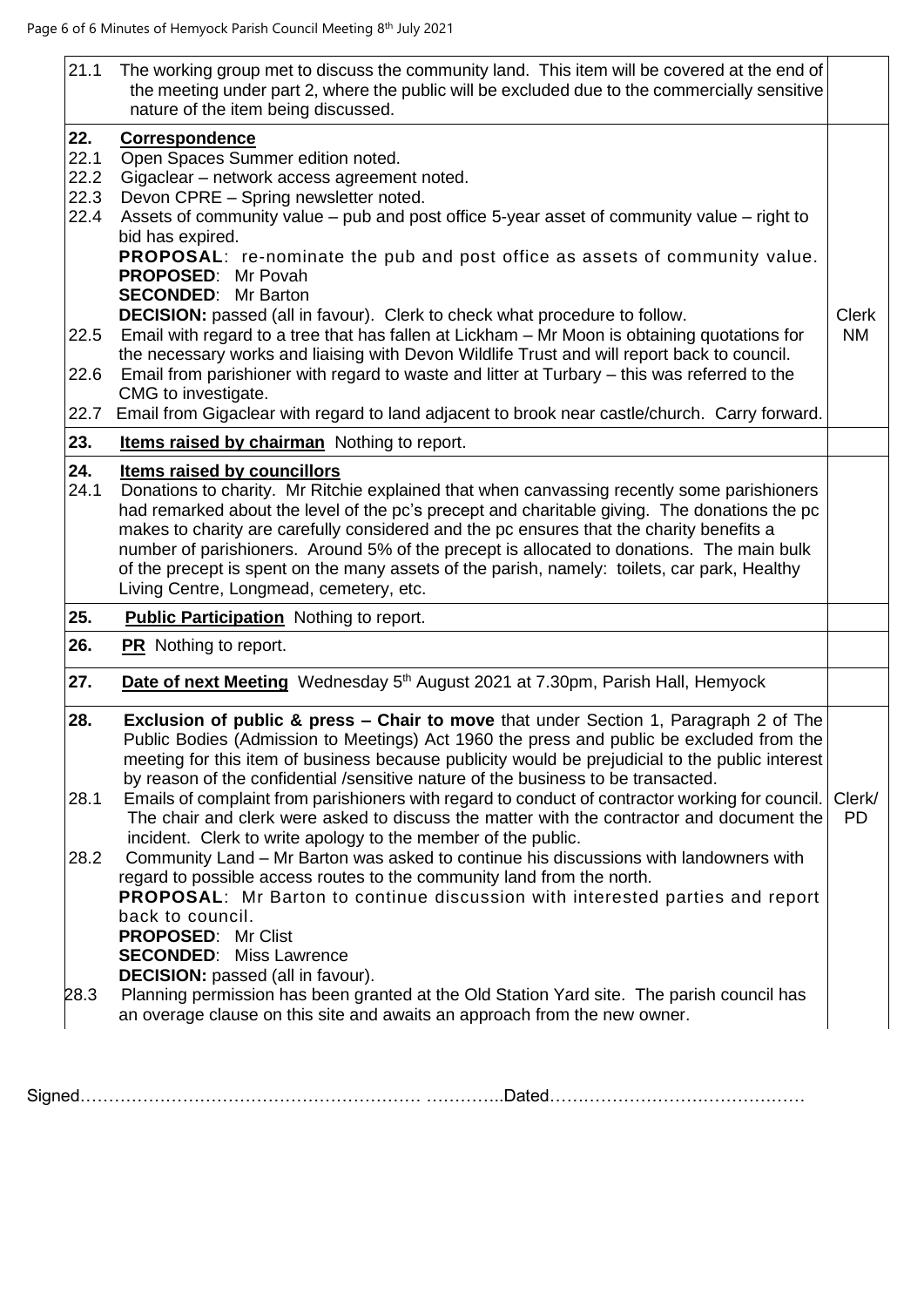| | | |
|---|---|---|
| 21.1 | The working group met to discuss the community land. This item will be covered at the end of the meeting under part 2, where the public will be excluded due to the commercially sensitive nature of the item being discussed. | |
| **22.** | **Correspondence** | |
| 22.1 | Open Spaces Summer edition noted. | |
| 22.2 | Gigaclear – network access agreement noted. | |
| 22.3 | Devon CPRE – Spring newsletter noted. | |
| 22.4 | Assets of community value – pub and post office 5-year asset of community value – right to bid has expired.<br>**PROPOSAL**: re-nominate the pub and post office as assets of community value.<br>**PROPOSED**: Mr Povah<br>**SECONDED**: Mr Barton<br>**DECISION:** passed (all in favour). Clerk to check what procedure to follow. | Clerk |
| 22.5 | Email with regard to a tree that has fallen at Lickham – Mr Moon is obtaining quotations for the necessary works and liaising with Devon Wildlife Trust and will report back to council. | NM |
| 22.6 | Email from parishioner with regard to waste and litter at Turbary – this was referred to the CMG to investigate. | |
| 22.7 | Email from Gigaclear with regard to land adjacent to brook near castle/church. Carry forward. | |
| **23.** | **Items raised by chairman** Nothing to report. | |
| **24.** | **Items raised by councillors** | |
| 24.1 | Donations to charity. Mr Ritchie explained that when canvassing recently some parishioners had remarked about the level of the pc's precept and charitable giving. The donations the pc makes to charity are carefully considered and the pc ensures that the charity benefits a number of parishioners. Around 5% of the precept is allocated to donations. The main bulk of the precept is spent on the many assets of the parish, namely: toilets, car park, Healthy Living Centre, Longmead, cemetery, etc. | |
| **25.** | **Public Participation** Nothing to report. | |
| **26.** | **PR** Nothing to report. | |
| **27.** | **Date of next Meeting** Wednesday 5th August 2021 at 7.30pm, Parish Hall, Hemyock | |
| **28.** | **Exclusion of public & press – Chair to move** that under Section 1, Paragraph 2 of The Public Bodies (Admission to Meetings) Act 1960 the press and public be excluded from the meeting for this item of business because publicity would be prejudicial to the public interest by reason of the confidential /sensitive nature of the business to be transacted. | |
| 28.1 | Emails of complaint from parishioners with regard to conduct of contractor working for council. The chair and clerk were asked to discuss the matter with the contractor and document the incident. Clerk to write apology to the member of the public. | Clerk/ PD |
| 28.2 | Community Land – Mr Barton was asked to continue his discussions with landowners with regard to possible access routes to the community land from the north.<br>**PROPOSAL**: Mr Barton to continue discussion with interested parties and report back to council.<br>**PROPOSED**: Mr Clist<br>**SECONDED**: Miss Lawrence<br>**DECISION:** passed (all in favour). | |
| 28.3 | Planning permission has been granted at the Old Station Yard site. The parish council has an overage clause on this site and awaits an approach from the new owner. | |

Signed…………………………………………………… …………..Dated……………………………………